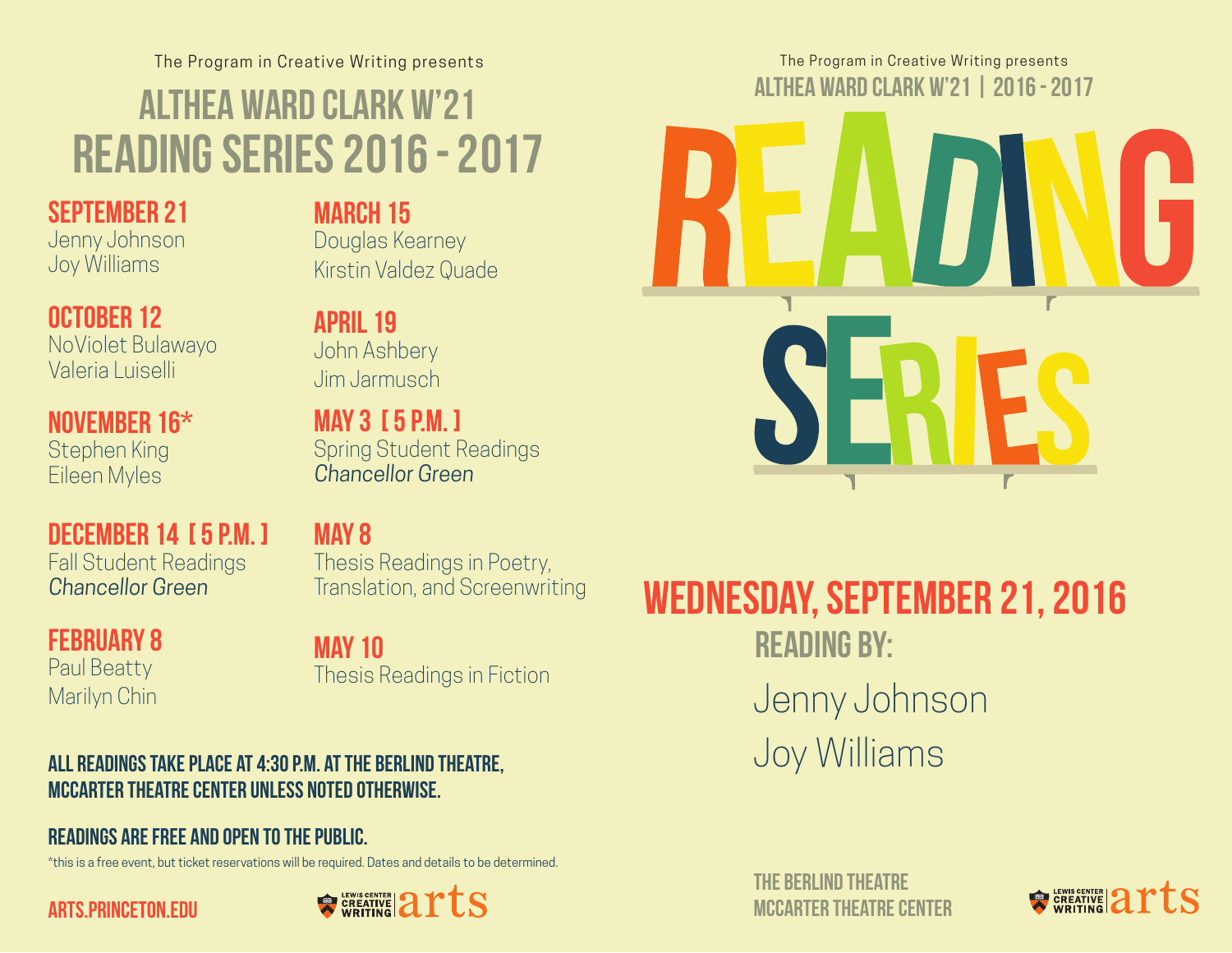The Program in Creative Writing presents

# ALTHEA WARD CLARK W'21 READING SERIES 2016 - 2017

**SEPTEMBER 21**
Jenny Johnson
Joy Williams

**OCTOBER 12**
NoViolet Bulawayo
Valeria Luiselli

**NOVEMBER 16***
Stephen King
Eileen Myles

**DECEMBER 14 [ 5 P.M. ]**
Fall Student Readings
*Chancellor Green*

**FEBRUARY 8**
Paul Beatty
Marilyn Chin

**MARCH 15**
Douglas Kearney
Kirstin Valdez Quade

**APRIL 19**
John Ashbery
Jim Jarmusch

**MAY 3 [ 5 P.M. ]**
Spring Student Readings
*Chancellor Green*

**MAY 8**
Thesis Readings in Poetry, Translation, and Screenwriting

**MAY 10**
Thesis Readings in Fiction

**ALL READINGS TAKE PLACE AT 4:30 P.M. AT THE BERLIND THEATRE, MCCARTER THEATRE CENTER UNLESS NOTED OTHERWISE.**

**READINGS ARE FREE AND OPEN TO THE PUBLIC.**

*this is a free event, but ticket reservations will be required. Dates and details to be determined.

ARTS.PRINCETON.EDU

LEWIS CENTER CREATIVE WRITING arts

---

The Program in Creative Writing presents

ALTHEA WARD CLARK W'21 | 2016 - 2017

# READING SERIES

## WEDNESDAY, SEPTEMBER 21, 2016

**READING BY:**

Jenny Johnson

Joy Williams

THE BERLIND THEATRE
MCCARTER THEATRE CENTER

LEWIS CENTER CREATIVE WRITING arts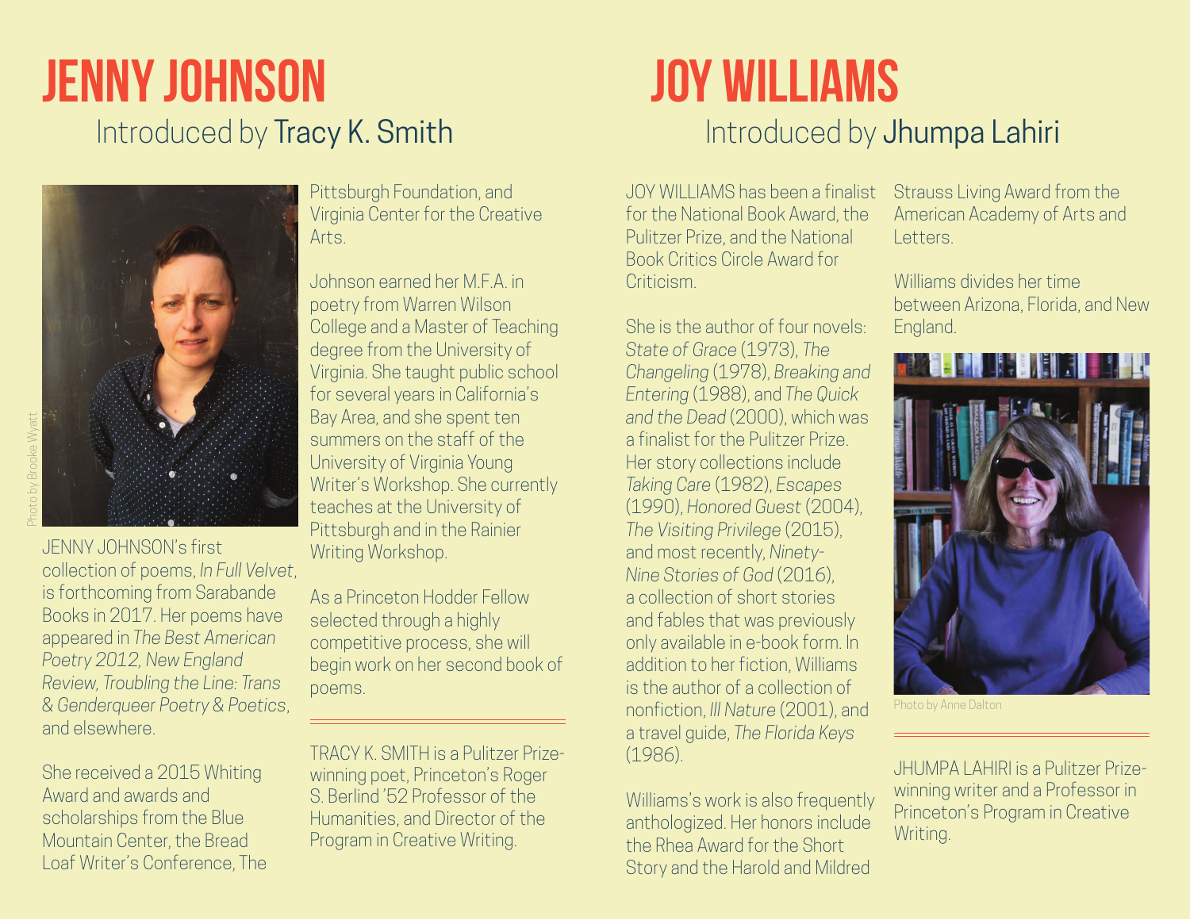# JENNY JOHNSON

## Introduced by Tracy K. Smith

Photo by Brooke Wyatt

JENNY JOHNSON's first collection of poems, *In Full Velvet*, is forthcoming from Sarabande Books in 2017. Her poems have appeared in *The Best American Poetry 2012, New England Review, Troubling the Line: Trans & Genderqueer Poetry & Poetics*, and elsewhere.

She received a 2015 Whiting Award and awards and scholarships from the Blue Mountain Center, the Bread Loaf Writer's Conference, The Pittsburgh Foundation, and Virginia Center for the Creative Arts.

Johnson earned her M.F.A. in poetry from Warren Wilson College and a Master of Teaching degree from the University of Virginia. She taught public school for several years in California's Bay Area, and she spent ten summers on the staff of the University of Virginia Young Writer's Workshop. She currently teaches at the University of Pittsburgh and in the Rainier Writing Workshop.

As a Princeton Hodder Fellow selected through a highly competitive process, she will begin work on her second book of poems.

---

TRACY K. SMITH is a Pulitzer Prize-winning poet, Princeton's Roger S. Berlind '52 Professor of the Humanities, and Director of the Program in Creative Writing.

# JOY WILLIAMS

## Introduced by Jhumpa Lahiri

JOY WILLIAMS has been a finalist for the National Book Award, the Pulitzer Prize, and the National Book Critics Circle Award for Criticism.

She is the author of four novels: *State of Grace* (1973), *The Changeling* (1978), *Breaking and Entering* (1988), and *The Quick and the Dead* (2000), which was a finalist for the Pulitzer Prize. Her story collections include *Taking Care* (1982), *Escapes* (1990), *Honored Guest* (2004), *The Visiting Privilege* (2015), and most recently, *Ninety-Nine Stories of God* (2016), a collection of short stories and fables that was previously only available in e-book form. In addition to her fiction, Williams is the author of a collection of nonfiction, *Ill Nature* (2001), and a travel guide, *The Florida Keys* (1986).

Williams's work is also frequently anthologized. Her honors include the Rhea Award for the Short Story and the Harold and Mildred Strauss Living Award from the American Academy of Arts and Letters.

Williams divides her time between Arizona, Florida, and New England.

Photo by Anne Dalton

---

JHUMPA LAHIRI is a Pulitzer Prize-winning writer and a Professor in Princeton's Program in Creative Writing.